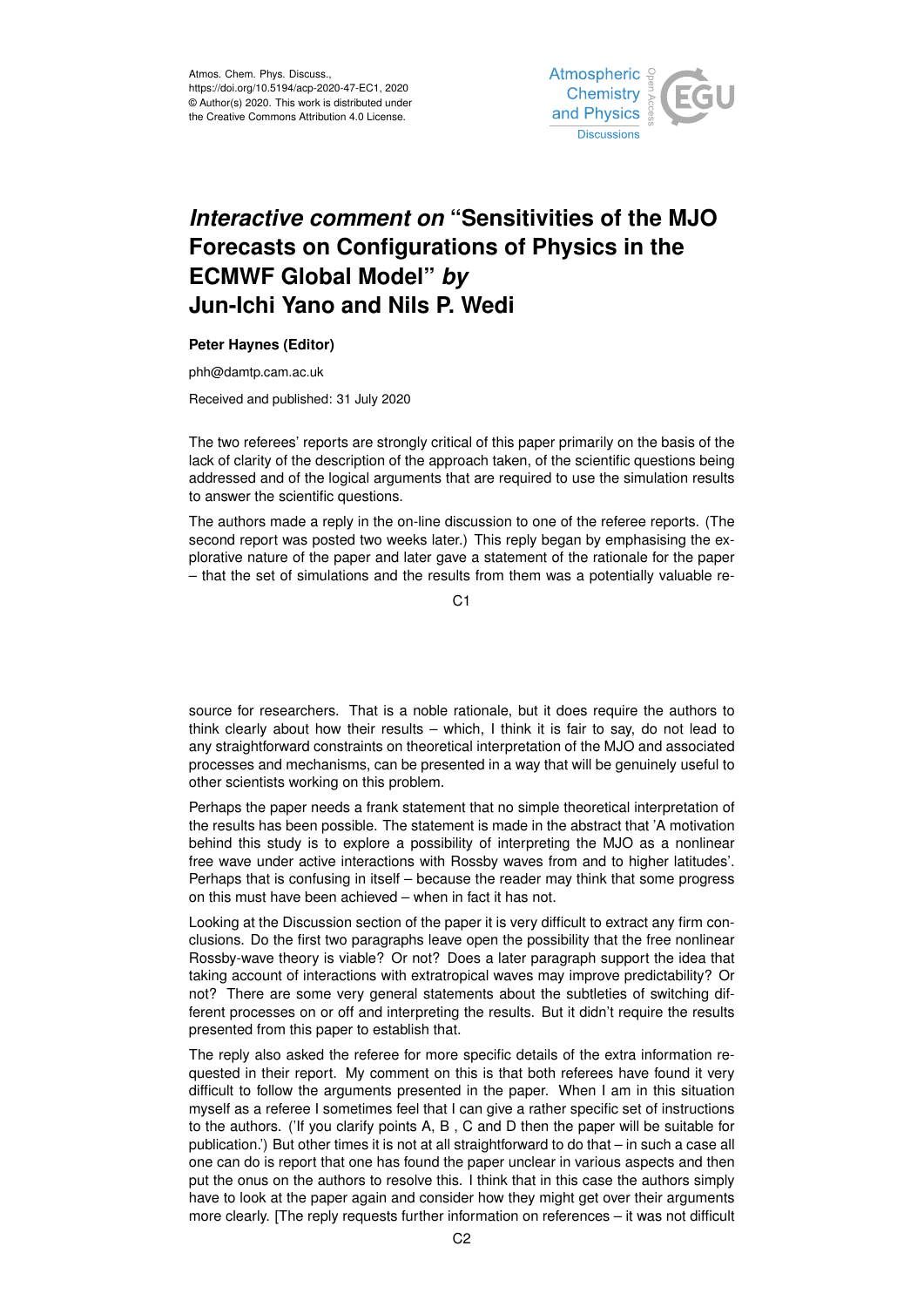Atmos. Chem. Phys. Discuss.,
https://doi.org/10.5194/acp-2020-47-EC1, 2020
© Author(s) 2020. This work is distributed under
the Creative Commons Attribution 4.0 License.

# *Interactive comment on* "Sensitivities of the MJO Forecasts on Configurations of Physics in the ECMWF Global Model" *by* Jun-Ichi Yano and Nils P. Wedi

**Peter Haynes (Editor)**

phh@damtp.cam.ac.uk

Received and published: 31 July 2020

The two referees' reports are strongly critical of this paper primarily on the basis of the lack of clarity of the description of the approach taken, of the scientific questions being addressed and of the logical arguments that are required to use the simulation results to answer the scientific questions.

The authors made a reply in the on-line discussion to one of the referee reports. (The second report was posted two weeks later.) This reply began by emphasising the explorative nature of the paper and later gave a statement of the rationale for the paper – that the set of simulations and the results from them was a potentially valuable resource for researchers. That is a noble rationale, but it does require the authors to think clearly about how their results – which, I think it is fair to say, do not lead to any straightforward constraints on theoretical interpretation of the MJO and associated processes and mechanisms, can be presented in a way that will be genuinely useful to other scientists working on this problem.

Perhaps the paper needs a frank statement that no simple theoretical interpretation of the results has been possible. The statement is made in the abstract that 'A motivation behind this study is to explore a possibility of interpreting the MJO as a nonlinear free wave under active interactions with Rossby waves from and to higher latitudes'. Perhaps that is confusing in itself – because the reader may think that some progress on this must have been achieved – when in fact it has not.

Looking at the Discussion section of the paper it is very difficult to extract any firm conclusions. Do the first two paragraphs leave open the possibility that the free nonlinear Rossby-wave theory is viable? Or not? Does a later paragraph support the idea that taking account of interactions with extratropical waves may improve predictability? Or not? There are some very general statements about the subtleties of switching different processes on or off and interpreting the results. But it didn't require the results presented from this paper to establish that.

The reply also asked the referee for more specific details of the extra information requested in their report. My comment on this is that both referees have found it very difficult to follow the arguments presented in the paper. When I am in this situation myself as a referee I sometimes feel that I can give a rather specific set of instructions to the authors. ('If you clarify points A, B , C and D then the paper will be suitable for publication.') But other times it is not at all straightforward to do that – in such a case all one can do is report that one has found the paper unclear in various aspects and then put the onus on the authors to resolve this. I think that in this case the authors simply have to look at the paper again and consider how they might get over their arguments more clearly. [The reply requests further information on references – it was not difficult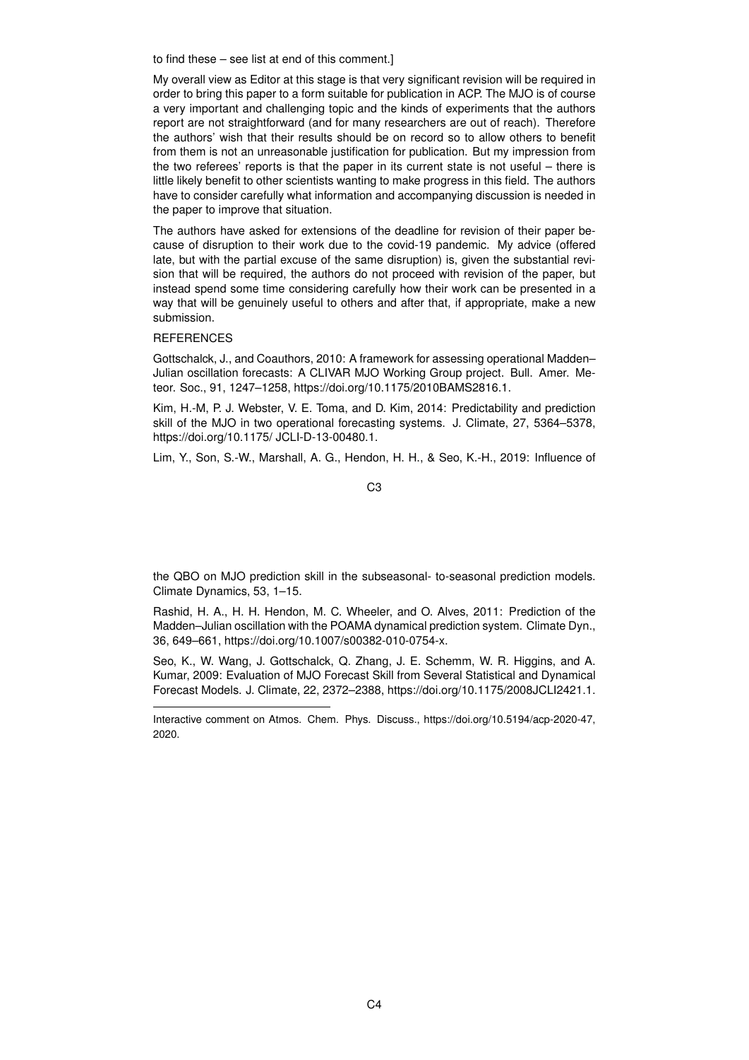to find these – see list at end of this comment.]

My overall view as Editor at this stage is that very significant revision will be required in order to bring this paper to a form suitable for publication in ACP. The MJO is of course a very important and challenging topic and the kinds of experiments that the authors report are not straightforward (and for many researchers are out of reach). Therefore the authors' wish that their results should be on record so to allow others to benefit from them is not an unreasonable justification for publication. But my impression from the two referees' reports is that the paper in its current state is not useful – there is little likely benefit to other scientists wanting to make progress in this field. The authors have to consider carefully what information and accompanying discussion is needed in the paper to improve that situation.

The authors have asked for extensions of the deadline for revision of their paper because of disruption to their work due to the covid-19 pandemic. My advice (offered late, but with the partial excuse of the same disruption) is, given the substantial revision that will be required, the authors do not proceed with revision of the paper, but instead spend some time considering carefully how their work can be presented in a way that will be genuinely useful to others and after that, if appropriate, make a new submission.

REFERENCES

Gottschalck, J., and Coauthors, 2010: A framework for assessing operational Madden–Julian oscillation forecasts: A CLIVAR MJO Working Group project. Bull. Amer. Meteor. Soc., 91, 1247–1258, https://doi.org/10.1175/2010BAMS2816.1.

Kim, H.-M, P. J. Webster, V. E. Toma, and D. Kim, 2014: Predictability and prediction skill of the MJO in two operational forecasting systems. J. Climate, 27, 5364–5378, https://doi.org/10.1175/ JCLI-D-13-00480.1.

Lim, Y., Son, S.-W., Marshall, A. G., Hendon, H. H., & Seo, K.-H., 2019: Influence of the QBO on MJO prediction skill in the subseasonal- to-seasonal prediction models. Climate Dynamics, 53, 1–15.

Rashid, H. A., H. H. Hendon, M. C. Wheeler, and O. Alves, 2011: Prediction of the Madden–Julian oscillation with the POAMA dynamical prediction system. Climate Dyn., 36, 649–661, https://doi.org/10.1007/s00382-010-0754-x.

Seo, K., W. Wang, J. Gottschalck, Q. Zhang, J. E. Schemm, W. R. Higgins, and A. Kumar, 2009: Evaluation of MJO Forecast Skill from Several Statistical and Dynamical Forecast Models. J. Climate, 22, 2372–2388, https://doi.org/10.1175/2008JCLI2421.1.

---

Interactive comment on Atmos. Chem. Phys. Discuss., https://doi.org/10.5194/acp-2020-47, 2020.